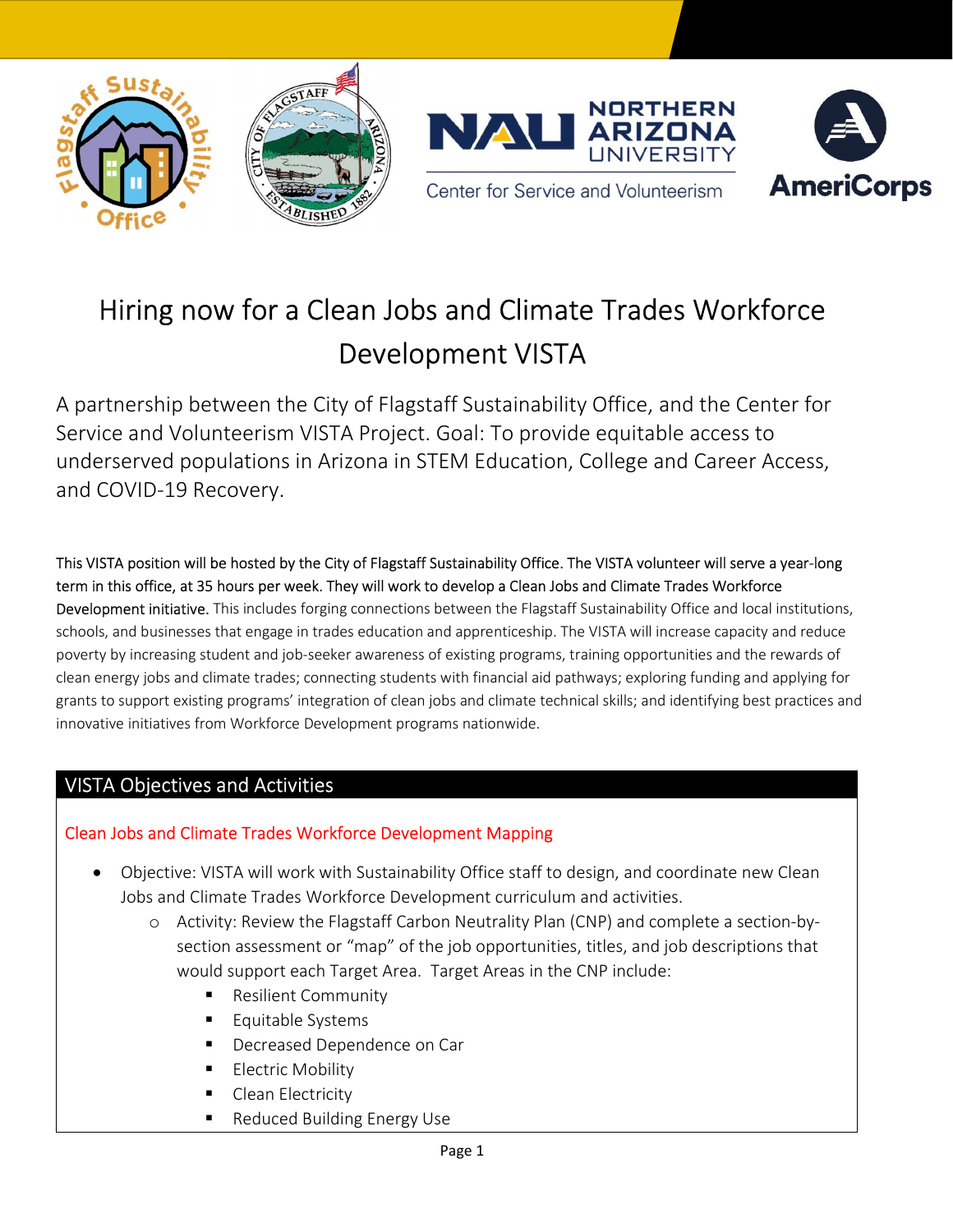# Hiring now for a Clean Jobs and Climate Trades Workforce Development VISTA

A partnership between the City of Flagstaff Sustainability Office, and the Center for Service and Volunteerism VISTA Project. Goal: To provide equitable access to underserved populations in Arizona in STEM Education, College and Career Access, and COVID-19 Recovery.

This VISTA position will be hosted by the City of Flagstaff Sustainability Office. The VISTA volunteer will serve a year-long term in this office, at 35 hours per week. They will work to develop a Clean Jobs and Climate Trades Workforce Development initiative. This includes forging connections between the Flagstaff Sustainability Office and local institutions, schools, and businesses that engage in trades education and apprenticeship. The VISTA will increase capacity and reduce poverty by increasing student and job-seeker awareness of existing programs, training opportunities and the rewards of clean energy jobs and climate trades; connecting students with financial aid pathways; exploring funding and applying for grants to support existing programs' integration of clean jobs and climate technical skills; and identifying best practices and innovative initiatives from Workforce Development programs nationwide.

## VISTA Objectives and Activities

### Clean Jobs and Climate Trades Workforce Development Mapping

- Objective: VISTA will work with Sustainability Office staff to design, and coordinate new Clean Jobs and Climate Trades Workforce Development curriculum and activities.
  - Activity: Review the Flagstaff Carbon Neutrality Plan (CNP) and complete a section-by-section assessment or "map" of the job opportunities, titles, and job descriptions that would support each Target Area. Target Areas in the CNP include:
    - Resilient Community
    - Equitable Systems
    - Decreased Dependence on Car
    - Electric Mobility
    - Clean Electricity
    - Reduced Building Energy Use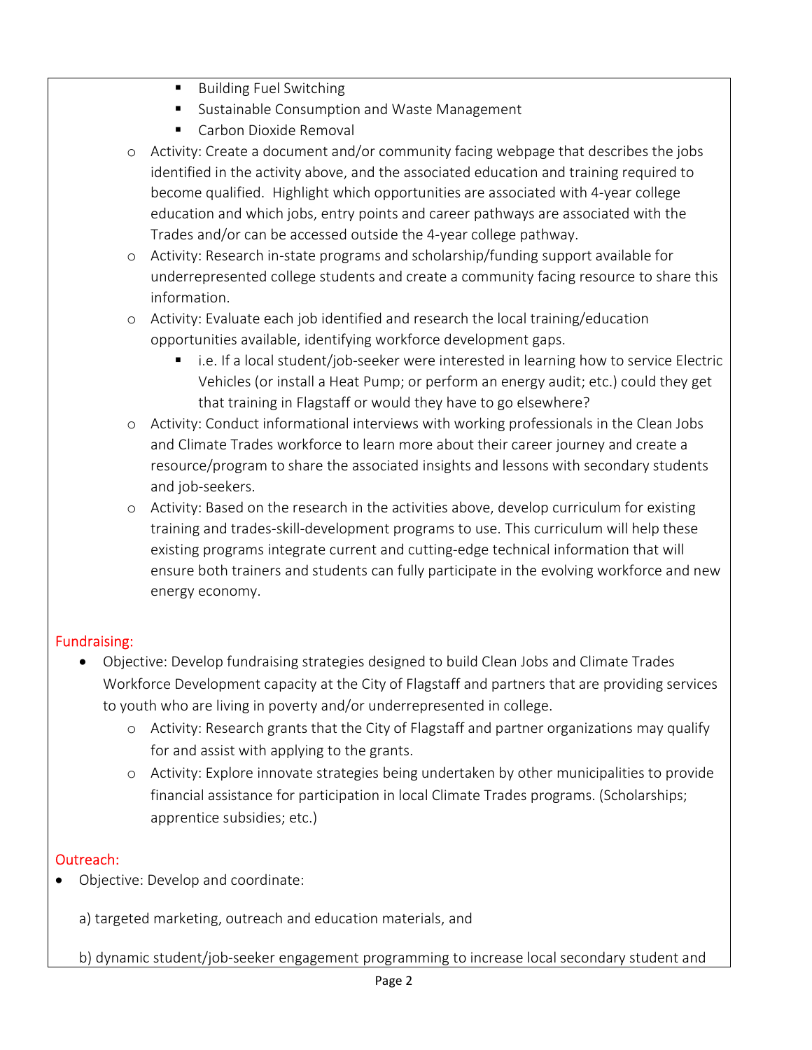- Building Fuel Switching
    - Sustainable Consumption and Waste Management
    - Carbon Dioxide Removal
  - Activity: Create a document and/or community facing webpage that describes the jobs identified in the activity above, and the associated education and training required to become qualified. Highlight which opportunities are associated with 4-year college education and which jobs, entry points and career pathways are associated with the Trades and/or can be accessed outside the 4-year college pathway.
  - Activity: Research in-state programs and scholarship/funding support available for underrepresented college students and create a community facing resource to share this information.
  - Activity: Evaluate each job identified and research the local training/education opportunities available, identifying workforce development gaps.
    - i.e. If a local student/job-seeker were interested in learning how to service Electric Vehicles (or install a Heat Pump; or perform an energy audit; etc.) could they get that training in Flagstaff or would they have to go elsewhere?
  - Activity: Conduct informational interviews with working professionals in the Clean Jobs and Climate Trades workforce to learn more about their career journey and create a resource/program to share the associated insights and lessons with secondary students and job-seekers.
  - Activity: Based on the research in the activities above, develop curriculum for existing training and trades-skill-development programs to use. This curriculum will help these existing programs integrate current and cutting-edge technical information that will ensure both trainers and students can fully participate in the evolving workforce and new energy economy.

Fundraising:

- Objective: Develop fundraising strategies designed to build Clean Jobs and Climate Trades Workforce Development capacity at the City of Flagstaff and partners that are providing services to youth who are living in poverty and/or underrepresented in college.
  - Activity: Research grants that the City of Flagstaff and partner organizations may qualify for and assist with applying to the grants.
  - Activity: Explore innovate strategies being undertaken by other municipalities to provide financial assistance for participation in local Climate Trades programs. (Scholarships; apprentice subsidies; etc.)

Outreach:

- Objective: Develop and coordinate:

  a) targeted marketing, outreach and education materials, and

  b) dynamic student/job-seeker engagement programming to increase local secondary student and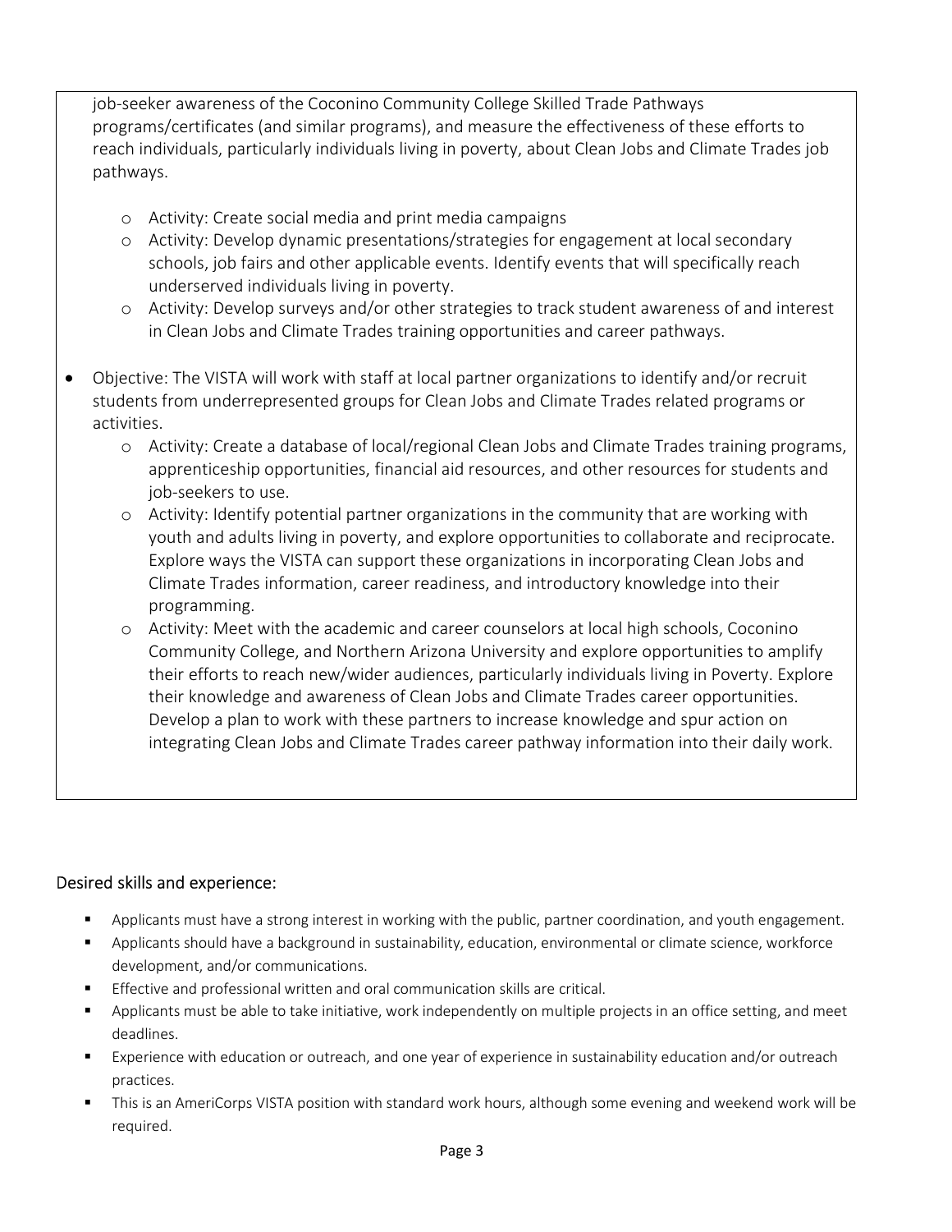job-seeker awareness of the Coconino Community College Skilled Trade Pathways programs/certificates (and similar programs), and measure the effectiveness of these efforts to reach individuals, particularly individuals living in poverty, about Clean Jobs and Climate Trades job pathways.

  - Activity: Create social media and print media campaigns
  - Activity: Develop dynamic presentations/strategies for engagement at local secondary schools, job fairs and other applicable events. Identify events that will specifically reach underserved individuals living in poverty.
  - Activity: Develop surveys and/or other strategies to track student awareness of and interest in Clean Jobs and Climate Trades training opportunities and career pathways.

- Objective: The VISTA will work with staff at local partner organizations to identify and/or recruit students from underrepresented groups for Clean Jobs and Climate Trades related programs or activities.
  - Activity: Create a database of local/regional Clean Jobs and Climate Trades training programs, apprenticeship opportunities, financial aid resources, and other resources for students and job-seekers to use.
  - Activity: Identify potential partner organizations in the community that are working with youth and adults living in poverty, and explore opportunities to collaborate and reciprocate. Explore ways the VISTA can support these organizations in incorporating Clean Jobs and Climate Trades information, career readiness, and introductory knowledge into their programming.
  - Activity: Meet with the academic and career counselors at local high schools, Coconino Community College, and Northern Arizona University and explore opportunities to amplify their efforts to reach new/wider audiences, particularly individuals living in Poverty. Explore their knowledge and awareness of Clean Jobs and Climate Trades career opportunities. Develop a plan to work with these partners to increase knowledge and spur action on integrating Clean Jobs and Climate Trades career pathway information into their daily work.

## Desired skills and experience:

- Applicants must have a strong interest in working with the public, partner coordination, and youth engagement.
- Applicants should have a background in sustainability, education, environmental or climate science, workforce development, and/or communications.
- Effective and professional written and oral communication skills are critical.
- Applicants must be able to take initiative, work independently on multiple projects in an office setting, and meet deadlines.
- Experience with education or outreach, and one year of experience in sustainability education and/or outreach practices.
- This is an AmeriCorps VISTA position with standard work hours, although some evening and weekend work will be required.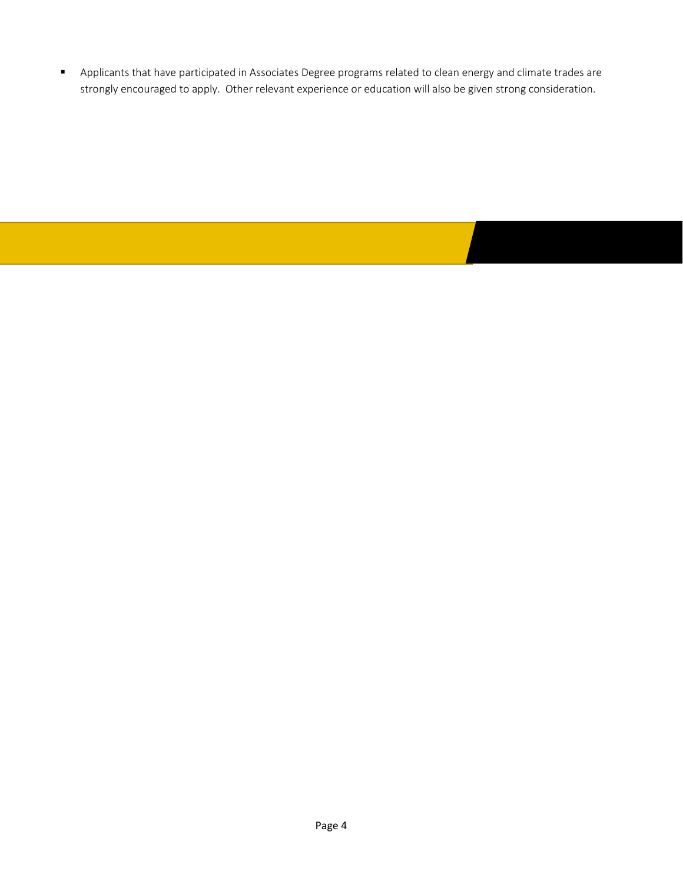- Applicants that have participated in Associates Degree programs related to clean energy and climate trades are strongly encouraged to apply.  Other relevant experience or education will also be given strong consideration.